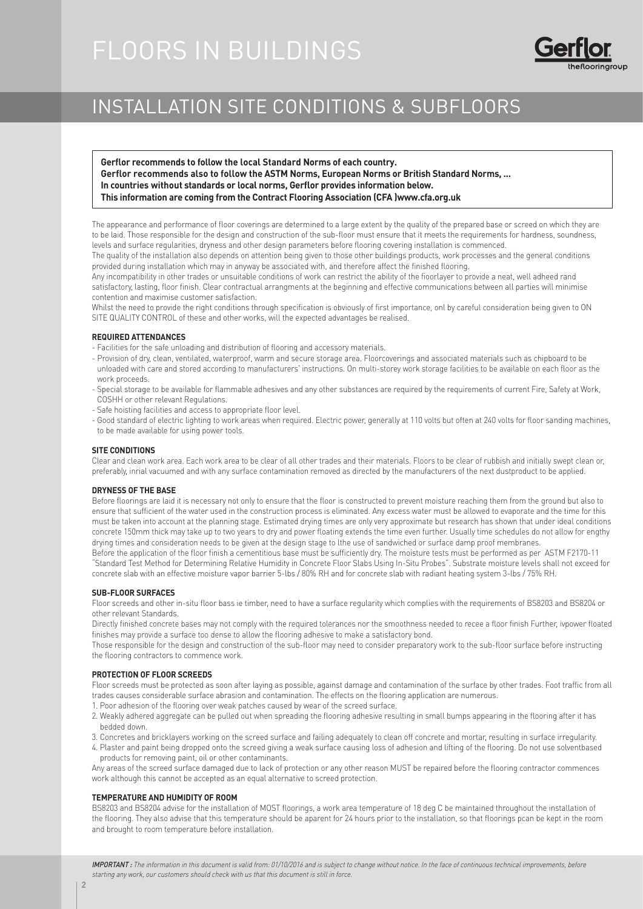# FLOORS IN BUILDINGS

## INSTALLATION SITE CONDITIONS & SUBFLOORS

**Gerflor recommends to follow the local Standard Norms of each country.**
**Gerflor recommends also to follow the ASTM Norms, European Norms or British Standard Norms, ...**
**In countries without standards or local norms, Gerflor provides information below.**
**This information are coming from the Contract Flooring Association (CFA )www.cfa.org.uk**

The appearance and performance of floor coverings are determined to a large extent by the quality of the prepared base or screed on which they are to be laid. Those responsible for the design and construction of the sub-floor must ensure that it meets the requirements for hardness, soundness, levels and surface regularities, dryness and other design parameters before flooring covering installation is commenced.

The quality of the installation also depends on attention being given to those other buildings products, work processes and the general conditions provided during installation which may in anyway be associated with, and therefore affect the finished flooring.

Any incompatibility in other trades or unsuitable conditions of work can restrict the ability of the floorlayer to provide a neat, well adheed rand satisfactory, lasting, floor finish. Clear contractual arrangments at the beginning and effective communications between all parties will minimise contention and maximise customer satisfaction.

Whilst the need to provide the right conditions through specification is obviously of first importance, onl by careful consideration being given to ON SITE QUALITY CONTROL of these and other works, will the expected advantages be realised.

#### REQUIRED ATTENDANCES

- Facilities for the safe unloading and distribution of flooring and accessory materials.
- Provision of dry, clean, ventilated, waterproof, warm and secure storage area. Floorcoverings and associated materials such as chipboard to be unloaded with care and stored according to manufacturers' instructions. On multi-storey work storage facilities to be available on each floor as the work proceeds.
- Special storage to be available for flammable adhesives and any other substances are required by the requirements of current Fire, Safety at Work, COSHH or other relevant Regulations.
- Safe hoisting facilities and access to appropriate floor level.
- Good standard of electric lighting to work areas when required. Electric power, generally at 110 volts but often at 240 volts for floor sanding machines, to be made available for using power tools.

#### SITE CONDITIONS

Clear and clean work area. Each work area to be clear of all other trades and their materials. Floors to be clear of rubbish and initially swept clean or, preferably, inrial vacuumed and with any surface contamination removed as directed by the manufacturers of the next dustproduct to be applied.

#### DRYNESS OF THE BASE

Before floorings are laid it is necessary not only to ensure that the floor is constructed to prevent moisture reaching them from the ground but also to ensure that sufficient of the water used in the construction process is eliminated. Any excess water must be allowed to evaporate and the time for this must be taken into account at the planning stage. Estimated drying times are only very approximate but research has shown that under ideal conditions concrete 150mm thick may take up to two years to dry and power floating extends the time even further. Usually time schedules do not allow for engthy drying times and consideration needs to be given at the design stage to lthe use of sandwiched or surface damp proof membranes.

Before the application of the floor finish a cementitious base must be sufficiently dry. The moisture tests must be performed as per ASTM F2170-11 "Standard Test Method for Determining Relative Humidity in Concrete Floor Slabs Using In-Situ Probes". Substrate moisture levels shall not exceed for concrete slab with an effective moisture vapor barrier 5-lbs / 80% RH and for concrete slab with radiant heating system 3-lbs / 75% RH.

#### SUB-FLOOR SURFACES

Floor screeds and other in-situ floor bass ie timber, need to have a surface regularity which complies with the requirements of BS8203 and BS8204 or other relevant Standards.

Directly finished concrete bases may not comply with the required tolerances nor the smoothness needed to recee a floor finish Further, ivpower floated finishes may provide a surface too dense to allow the flooring adhesive to make a satisfactory bond.

Those responsible for the design and construction of the sub-floor may need to consider preparatory work to the sub-floor surface before instructing the flooring contractors to commence work.

#### PROTECTION OF FLOOR SCREEDS

Floor screeds must be protected as soon after laying as possible, against damage and contamination of the surface by other trades. Foot traffic from all trades causes considerable surface abrasion and contamination. The effects on the flooring application are numerous.

1. Poor adhesion of the flooring over weak patches caused by wear of the screed surface.
2. Weakly adhered aggregate can be pulled out when spreading the flooring adhesive resulting in small bumps appearing in the flooring after it has bedded down.
3. Concretes and bricklayers working on the screed surface and failing adequately to clean off concrete and mortar, resulting in surface irregularity.
4. Plaster and paint being dropped onto the screed giving a weak surface causing loss of adhesion and lifting of the flooring. Do not use solventbased products for removing paint, oil or other contaminants.

Any areas of the screed surface damaged due to lack of protection or any other reason MUST be repaired before the flooring contractor commences work although this cannot be accepted as an equal alternative to screed protection.

#### TEMPERATURE AND HUMIDITY OF ROOM

BS8203 and BS8204 advise for the installation of MOST floorings, a work area temperature of 18 deg C be maintained throughout the installation of the flooring. They also advise that this temperature should be aparent for 24 hours prior to the installation, so that floorings pcan be kept in the room and brought to room temperature before installation.

*__IMPORTANT :__ The information in this document is valid from: 01/10/2016 and is subject to change without notice. In the face of continuous technical improvements, before starting any work, our customers should check with us that this document is still in force.*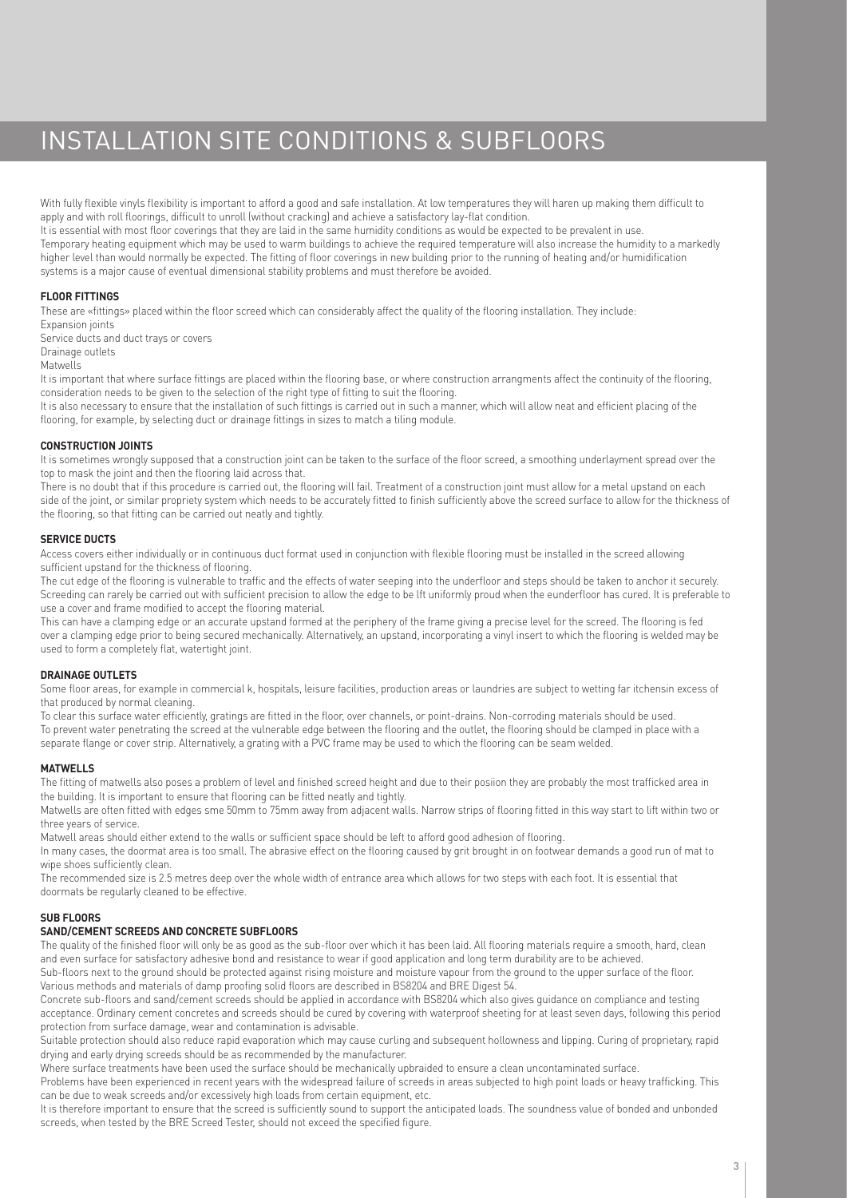# INSTALLATION SITE CONDITIONS & SUBFLOORS

With fully flexible vinyls flexibility is important to afford a good and safe installation. At low temperatures they will haren up making them difficult to apply and with roll floorings, difficult to unroll (without cracking) and achieve a satisfactory lay-flat condition.

It is essential with most floor coverings that they are laid in the same humidity conditions as would be expected to be prevalent in use.

Temporary heating equipment which may be used to warm buildings to achieve the required temperature will also increase the humidity to a markedly higher level than would normally be expected. The fitting of floor coverings in new building prior to the running of heating and/or humidification systems is a major cause of eventual dimensional stability problems and must therefore be avoided.

**FLOOR FITTINGS**

These are «fittings» placed within the floor screed which can considerably affect the quality of the flooring installation. They include:

Expansion joints

Service ducts and duct trays or covers

Drainage outlets

Matwells

It is important that where surface fittings are placed within the flooring base, or where construction arrangments affect the continuity of the flooring, consideration needs to be given to the selection of the right type of fitting to suit the flooring.

It is also necessary to ensure that the installation of such fittings is carried out in such a manner, which will allow neat and efficient placing of the flooring, for example, by selecting duct or drainage fittings in sizes to match a tiling module.

**CONSTRUCTION JOINTS**

It is sometimes wrongly supposed that a construction joint can be taken to the surface of the floor screed, a smoothing underlayment spread over the top to mask the joint and then the flooring laid across that.

There is no doubt that if this procedure is carried out, the flooring will fail. Treatment of a construction joint must allow for a metal upstand on each side of the joint, or similar propriety system which needs to be accurately fitted to finish sufficiently above the screed surface to allow for the thickness of the flooring, so that fitting can be carried out neatly and tightly.

**SERVICE DUCTS**

Access covers either individually or in continuous duct format used in conjunction with flexible flooring must be installed in the screed allowing sufficient upstand for the thickness of flooring.

The cut edge of the flooring is vulnerable to traffic and the effects of water seeping into the underfloor and steps should be taken to anchor it securely. Screeding can rarely be carried out with sufficient precision to allow the edge to be lft uniformly proud when the eunderfloor has cured. It is preferable to use a cover and frame modified to accept the flooring material.

This can have a clamping edge or an accurate upstand formed at the periphery of the frame giving a precise level for the screed. The flooring is fed over a clamping edge prior to being secured mechanically. Alternatively, an upstand, incorporating a vinyl insert to which the flooring is welded may be used to form a completely flat, watertight joint.

**DRAINAGE OUTLETS**

Some floor areas, for example in commercial k, hospitals, leisure facilities, production areas or laundries are subject to wetting far itchensin excess of that produced by normal cleaning.

To clear this surface water efficiently, gratings are fitted in the floor, over channels, or point-drains. Non-corroding materials should be used.

To prevent water penetrating the screed at the vulnerable edge between the flooring and the outlet, the flooring should be clamped in place with a separate flange or cover strip. Alternatively, a grating with a PVC frame may be used to which the flooring can be seam welded.

**MATWELLS**

The fitting of matwells also poses a problem of level and finished screed height and due to their posiion they are probably the most trafficked area in the building. It is important to ensure that flooring can be fitted neatly and tightly.

Matwells are often fitted with edges sme 50mm to 75mm away from adjacent walls. Narrow strips of flooring fitted in this way start to lift within two or three years of service.

Matwell areas should either extend to the walls or sufficient space should be left to afford good adhesion of flooring.

In many cases, the doormat area is too small. The abrasive effect on the flooring caused by grit brought in on footwear demands a good run of mat to wipe shoes sufficiently clean.

The recommended size is 2.5 metres deep over the whole width of entrance area which allows for two steps with each foot. It is essential that doormats be regularly cleaned to be effective.

**SUB FLOORS**

**SAND/CEMENT SCREEDS AND CONCRETE SUBFLOORS**

The quality of the finished floor will only be as good as the sub-floor over which it has been laid. All flooring materials require a smooth, hard, clean and even surface for satisfactory adhesive bond and resistance to wear if good application and long term durability are to be achieved.

Sub-floors next to the ground should be protected against rising moisture and moisture vapour from the ground to the upper surface of the floor. Various methods and materials of damp proofing solid floors are described in BS8204 and BRE Digest 54.

Concrete sub-floors and sand/cement screeds should be applied in accordance with BS8204 which also gives guidance on compliance and testing acceptance. Ordinary cement concretes and screeds should be cured by covering with waterproof sheeting for at least seven days, following this period protection from surface damage, wear and contamination is advisable.

Suitable protection should also reduce rapid evaporation which may cause curling and subsequent hollowness and lipping. Curing of proprietary, rapid drying and early drying screeds should be as recommended by the manufacturer.

Where surface treatments have been used the surface should be mechanically upbraided to ensure a clean uncontaminated surface.

Problems have been experienced in recent years with the widespread failure of screeds in areas subjected to high point loads or heavy trafficking. This can be due to weak screeds and/or excessively high loads from certain equipment, etc.

It is therefore important to ensure that the screed is sufficiently sound to support the anticipated loads. The soundness value of bonded and unbonded screeds, when tested by the BRE Screed Tester, should not exceed the specified figure.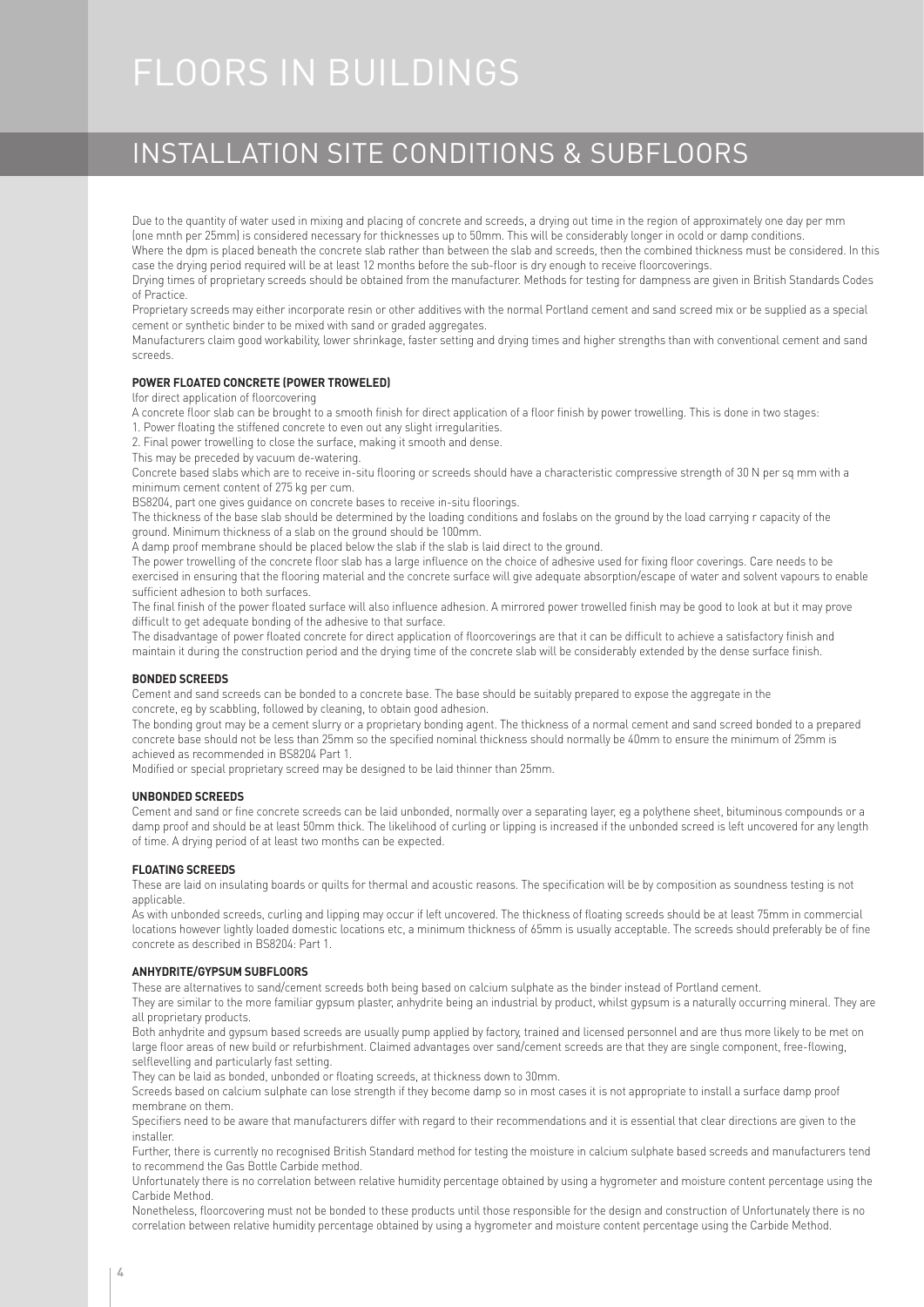# FLOORS IN BUILDINGS

## INSTALLATION SITE CONDITIONS & SUBFLOORS

Due to the quantity of water used in mixing and placing of concrete and screeds, a drying out time in the region of approximately one day per mm (one mnth per 25mm) is considered necessary for thicknesses up to 50mm. This will be considerably longer in ocold or damp conditions.

Where the dpm is placed beneath the concrete slab rather than between the slab and screeds, then the combined thickness must be considered. In this case the drying period required will be at least 12 months before the sub-floor is dry enough to receive floorcoverings.

Drying times of proprietary screeds should be obtained from the manufacturer. Methods for testing for dampness are given in British Standards Codes of Practice.

Proprietary screeds may either incorporate resin or other additives with the normal Portland cement and sand screed mix or be supplied as a special cement or synthetic binder to be mixed with sand or graded aggregates.

Manufacturers claim good workability, lower shrinkage, faster setting and drying times and higher strengths than with conventional cement and sand screeds.

### POWER FLOATED CONCRETE (POWER TROWELED)

(for direct application of floorcovering

A concrete floor slab can be brought to a smooth finish for direct application of a floor finish by power trowelling. This is done in two stages:

1. Power floating the stiffened concrete to even out any slight irregularities.
2. Final power trowelling to close the surface, making it smooth and dense.

This may be preceded by vacuum de-watering.

Concrete based slabs which are to receive in-situ flooring or screeds should have a characteristic compressive strength of 30 N per sq mm with a minimum cement content of 275 kg per cum.

BS8204, part one gives guidance on concrete bases to receive in-situ floorings.

The thickness of the base slab should be determined by the loading conditions and foslabs on the ground by the load carrying r capacity of the ground. Minimum thickness of a slab on the ground should be 100mm.

A damp proof membrane should be placed below the slab if the slab is laid direct to the ground.

The power trowelling of the concrete floor slab has a large influence on the choice of adhesive used for fixing floor coverings. Care needs to be exercised in ensuring that the flooring material and the concrete surface will give adequate absorption/escape of water and solvent vapours to enable sufficient adhesion to both surfaces.

The final finish of the power floated surface will also influence adhesion. A mirrored power trowelled finish may be good to look at but it may prove difficult to get adequate bonding of the adhesive to that surface.

The disadvantage of power floated concrete for direct application of floorcoverings are that it can be difficult to achieve a satisfactory finish and maintain it during the construction period and the drying time of the concrete slab will be considerably extended by the dense surface finish.

### BONDED SCREEDS

Cement and sand screeds can be bonded to a concrete base. The base should be suitably prepared to expose the aggregate in the concrete, eg by scabbling, followed by cleaning, to obtain good adhesion.

The bonding grout may be a cement slurry or a proprietary bonding agent. The thickness of a normal cement and sand screed bonded to a prepared concrete base should not be less than 25mm so the specified nominal thickness should normally be 40mm to ensure the minimum of 25mm is achieved as recommended in BS8204 Part 1.

Modified or special proprietary screed may be designed to be laid thinner than 25mm.

### UNBONDED SCREEDS

Cement and sand or fine concrete screeds can be laid unbonded, normally over a separating layer, eg a polythene sheet, bituminous compounds or a damp proof and should be at least 50mm thick. The likelihood of curling or lipping is increased if the unbonded screed is left uncovered for any length of time. A drying period of at least two months can be expected.

### FLOATING SCREEDS

These are laid on insulating boards or quilts for thermal and acoustic reasons. The specification will be by composition as soundness testing is not applicable.

As with unbonded screeds, curling and lipping may occur if left uncovered. The thickness of floating screeds should be at least 75mm in commercial locations however lightly loaded domestic locations etc, a minimum thickness of 65mm is usually acceptable. The screeds should preferably be of fine concrete as described in BS8204: Part 1.

### ANHYDRITE/GYPSUM SUBFLOORS

These are alternatives to sand/cement screeds both being based on calcium sulphate as the binder instead of Portland cement.

They are similar to the more familiar gypsum plaster, anhydrite being an industrial by product, whilst gypsum is a naturally occurring mineral. They are all proprietary products.

Both anhydrite and gypsum based screeds are usually pump applied by factory, trained and licensed personnel and are thus more likely to be met on large floor areas of new build or refurbishment. Claimed advantages over sand/cement screeds are that they are single component, free-flowing, selflevelling and particularly fast setting.

They can be laid as bonded, unbonded or floating screeds, at thickness down to 30mm.

Screeds based on calcium sulphate can lose strength if they become damp so in most cases it is not appropriate to install a surface damp proof membrane on them.

Specifiers need to be aware that manufacturers differ with regard to their recommendations and it is essential that clear directions are given to the installer.

Further, there is currently no recognised British Standard method for testing the moisture in calcium sulphate based screeds and manufacturers tend to recommend the Gas Bottle Carbide method.

Unfortunately there is no correlation between relative humidity percentage obtained by using a hygrometer and moisture content percentage using the Carbide Method.

Nonetheless, floorcovering must not be bonded to these products until those responsible for the design and construction of Unfortunately there is no correlation between relative humidity percentage obtained by using a hygrometer and moisture content percentage using the Carbide Method.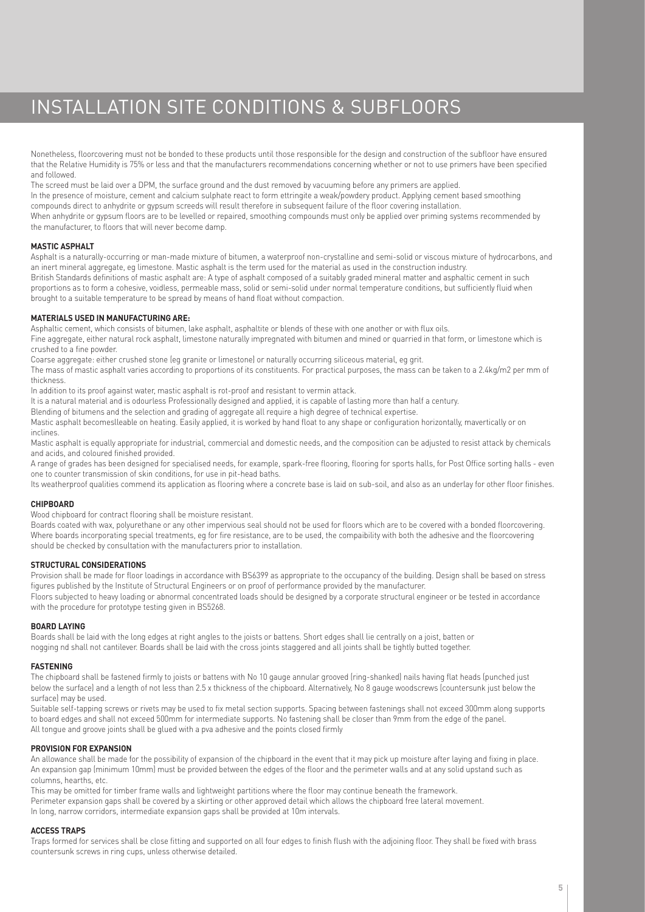# INSTALLATION SITE CONDITIONS & SUBFLOORS

Nonetheless, floorcovering must not be bonded to these products until those responsible for the design and construction of the subfloor have ensured that the Relative Humidity is 75% or less and that the manufacturers recommendations concerning whether or not to use primers have been specified and followed.

The screed must be laid over a DPM, the surface ground and the dust removed by vacuuming before any primers are applied.

In the presence of moisture, cement and calcium sulphate react to form ettringite a weak/powdery product. Applying cement based smoothing compounds direct to anhydrite or gypsum screeds will result therefore in subsequent failure of the floor covering installation.

When anhydrite or gypsum floors are to be levelled or repaired, smoothing compounds must only be applied over priming systems recommended by the manufacturer, to floors that will never become damp.

**MASTIC ASPHALT**

Asphalt is a naturally-occurring or man-made mixture of bitumen, a waterproof non-crystalline and semi-solid or viscous mixture of hydrocarbons, and an inert mineral aggregate, eg limestone. Mastic asphalt is the term used for the material as used in the construction industry.

British Standards definitions of mastic asphalt are: A type of asphalt composed of a suitably graded mineral matter and asphaltic cement in such proportions as to form a cohesive, voidless, permeable mass, solid or semi-solid under normal temperature conditions, but sufficiently fluid when brought to a suitable temperature to be spread by means of hand float without compaction.

**MATERIALS USED IN MANUFACTURING ARE:**

Asphaltic cement, which consists of bitumen, lake asphalt, asphaltite or blends of these with one another or with flux oils.

Fine aggregate, either natural rock asphalt, limestone naturally impregnated with bitumen and mined or quarried in that form, or limestone which is crushed to a fine powder.

Coarse aggregate: either crushed stone (eg granite or limestone) or naturally occurring siliceous material, eg grit.

The mass of mastic asphalt varies according to proportions of its constituents. For practical purposes, the mass can be taken to a 2.4kg/m2 per mm of thickness.

In addition to its proof against water, mastic asphalt is rot-proof and resistant to vermin attack.

It is a natural material and is odourless Professionally designed and applied, it is capable of lasting more than half a century.

Blending of bitumens and the selection and grading of aggregate all require a high degree of technical expertise.

Mastic asphalt becomeslleable on heating. Easily applied, it is worked by hand float to any shape or configuration horizontally, mavertically or on inclines.

Mastic asphalt is equally appropriate for industrial, commercial and domestic needs, and the composition can be adjusted to resist attack by chemicals and acids, and coloured finished provided.

A range of grades has been designed for specialised needs, for example, spark-free flooring, flooring for sports halls, for Post Office sorting halls - even one to counter transmission of skin conditions, for use in pit-head baths.

Its weatherproof qualities commend its application as flooring where a concrete base is laid on sub-soil, and also as an underlay for other floor finishes.

**CHIPBOARD**

Wood chipboard for contract flooring shall be moisture resistant.

Boards coated with wax, polyurethane or any other impervious seal should not be used for floors which are to be covered with a bonded floorcovering. Where boards incorporating special treatments, eg for fire resistance, are to be used, the compaibility with both the adhesive and the floorcovering should be checked by consultation with the manufacturers prior to installation.

**STRUCTURAL CONSIDERATIONS**

Provision shall be made for floor loadings in accordance with BS6399 as appropriate to the occupancy of the building. Design shall be based on stress figures published by the Institute of Structural Engineers or on proof of performance provided by the manufacturer.

Floors subjected to heavy loading or abnormal concentrated loads should be designed by a corporate structural engineer or be tested in accordance with the procedure for prototype testing given in BS5268.

**BOARD LAYING**

Boards shall be laid with the long edges at right angles to the joists or battens. Short edges shall lie centrally on a joist, batten or nogging nd shall not cantilever. Boards shall be laid with the cross joints staggered and all joints shall be tightly butted together.

**FASTENING**

The chipboard shall be fastened firmly to joists or battens with No 10 gauge annular grooved (ring-shanked) nails having flat heads (punched just below the surface) and a length of not less than 2.5 x thickness of the chipboard. Alternatively, No 8 gauge woodscrews (countersunk just below the surface) may be used.

Suitable self-tapping screws or rivets may be used to fix metal section supports. Spacing between fastenings shall not exceed 300mm along supports to board edges and shall not exceed 500mm for intermediate supports. No fastening shall be closer than 9mm from the edge of the panel.

All tongue and groove joints shall be glued with a pva adhesive and the points closed firmly

**PROVISION FOR EXPANSION**

An allowance shall be made for the possibility of expansion of the chipboard in the event that it may pick up moisture after laying and fixing in place. An expansion gap (minimum 10mm) must be provided between the edges of the floor and the perimeter walls and at any solid upstand such as columns, hearths, etc.

This may be omitted for timber frame walls and lightweight partitions where the floor may continue beneath the framework.

Perimeter expansion gaps shall be covered by a skirting or other approved detail which allows the chipboard free lateral movement.

In long, narrow corridors, intermediate expansion gaps shall be provided at 10m intervals.

**ACCESS TRAPS**

Traps formed for services shall be close fitting and supported on all four edges to finish flush with the adjoining floor. They shall be fixed with brass countersunk screws in ring cups, unless otherwise detailed.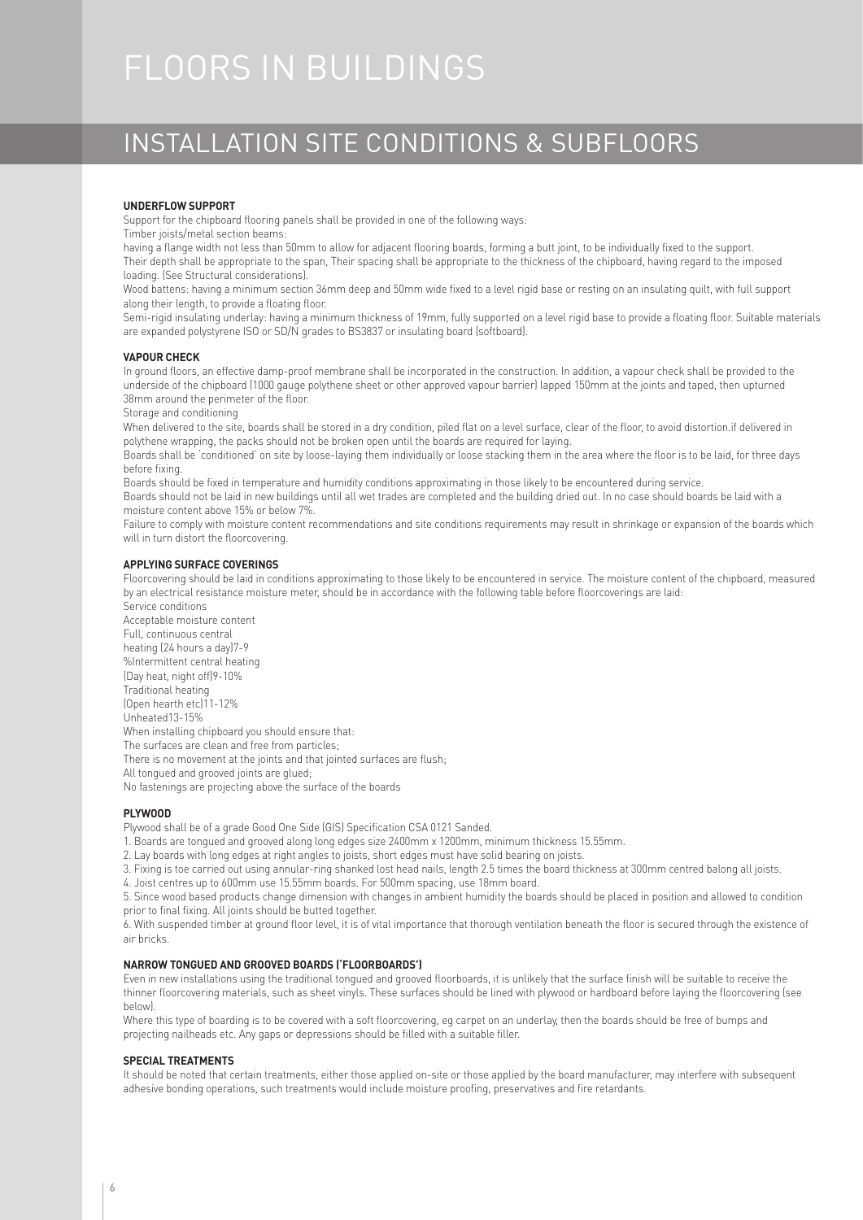# FLOORS IN BUILDINGS

## INSTALLATION SITE CONDITIONS & SUBFLOORS

**UNDERFLOW SUPPORT**

Support for the chipboard flooring panels shall be provided in one of the following ways:

Timber joists/metal section beams:

having a flange width not less than 50mm to allow for adjacent flooring boards, forming a butt joint, to be individually fixed to the support. Their depth shall be appropriate to the span, Their spacing shall be appropriate to the thickness of the chipboard, having regard to the imposed loading. (See Structural considerations).

Wood battens: having a minimum section 36mm deep and 50mm wide fixed to a level rigid base or resting on an insulating quilt, with full support along their length, to provide a floating floor.

Semi-rigid insulating underlay: having a minimum thickness of 19mm, fully supported on a level rigid base to provide a floating floor. Suitable materials are expanded polystyrene ISO or SD/N grades to BS3837 or insulating board (softboard).

**VAPOUR CHECK**

In ground floors, an effective damp-proof membrane shall be incorporated in the construction. In addition, a vapour check shall be provided to the underside of the chipboard (1000 gauge polythene sheet or other approved vapour barrier) lapped 150mm at the joints and taped, then upturned 38mm around the perimeter of the floor.

Storage and conditioning

When delivered to the site, boards shall be stored in a dry condition, piled flat on a level surface, clear of the floor, to avoid distortion.if delivered in polythene wrapping, the packs should not be broken open until the boards are required for laying.

Boards shall be 'conditioned' on site by loose-laying them individually or loose stacking them in the area where the floor is to be laid, for three days before fixing.

Boards should be fixed in temperature and humidity conditions approximating in those likely to be encountered during service.

Boards should not be laid in new buildings until all wet trades are completed and the building dried out. In no case should boards be laid with a moisture content above 15% or below 7%.

Failure to comply with moisture content recommendations and site conditions requirements may result in shrinkage or expansion of the boards which will in turn distort the floorcovering.

**APPLYING SURFACE COVERINGS**

Floorcovering should be laid in conditions approximating to those likely to be encountered in service. The moisture content of the chipboard, measured by an electrical resistance moisture meter, should be in accordance with the following table before floorcoverings are laid:

| Service conditions | Acceptable moisture content |
|---|---|
| Full, continuous central heating (24 hours a day) | 7-9% |
| Intermittent central heating (Day heat, night off) | 9-10% |
| Traditional heating (Open hearth etc) | 11-12% |
| Unheated | 13-15% |

When installing chipboard you should ensure that:

The surfaces are clean and free from particles;

There is no movement at the joints and that jointed surfaces are flush;

All tongued and grooved joints are glued;

No fastenings are projecting above the surface of the boards

**PLYWOOD**

Plywood shall be of a grade Good One Side (GIS) Specification CSA 0121 Sanded.

1. Boards are tongued and grooved along long edges size 2400mm x 1200mm, minimum thickness 15.55mm.
2. Lay boards with long edges at right angles to joists, short edges must have solid bearing on joists.
3. Fixing is toe carried out using annular-ring shanked lost head nails, length 2.5 times the board thickness at 300mm centred balong all joists.
4. Joist centres up to 600mm use 15.55mm boards. For 500mm spacing, use 18mm board.
5. Since wood based products change dimension with changes in ambient humidity the boards should be placed in position and allowed to condition prior to final fixing. All joints should be butted together.
6. With suspended timber at ground floor level, it is of vital importance that thorough ventilation beneath the floor is secured through the existence of air bricks.

**NARROW TONGUED AND GROOVED BOARDS ('FLOORBOARDS')**

Even in new installations using the traditional tongued and grooved floorboards, it is unlikely that the surface finish will be suitable to receive the thinner floorcovering materials, such as sheet vinyls. These surfaces should be lined with plywood or hardboard before laying the floorcovering (see below).

Where this type of boarding is to be covered with a soft floorcovering, eg carpet on an underlay, then the boards should be free of bumps and projecting nailheads etc. Any gaps or depressions should be filled with a suitable filler.

**SPECIAL TREATMENTS**

It should be noted that certain treatments, either those applied on-site or those applied by the board manufacturer, may interfere with subsequent adhesive bonding operations, such treatments would include moisture proofing, preservatives and fire retardants.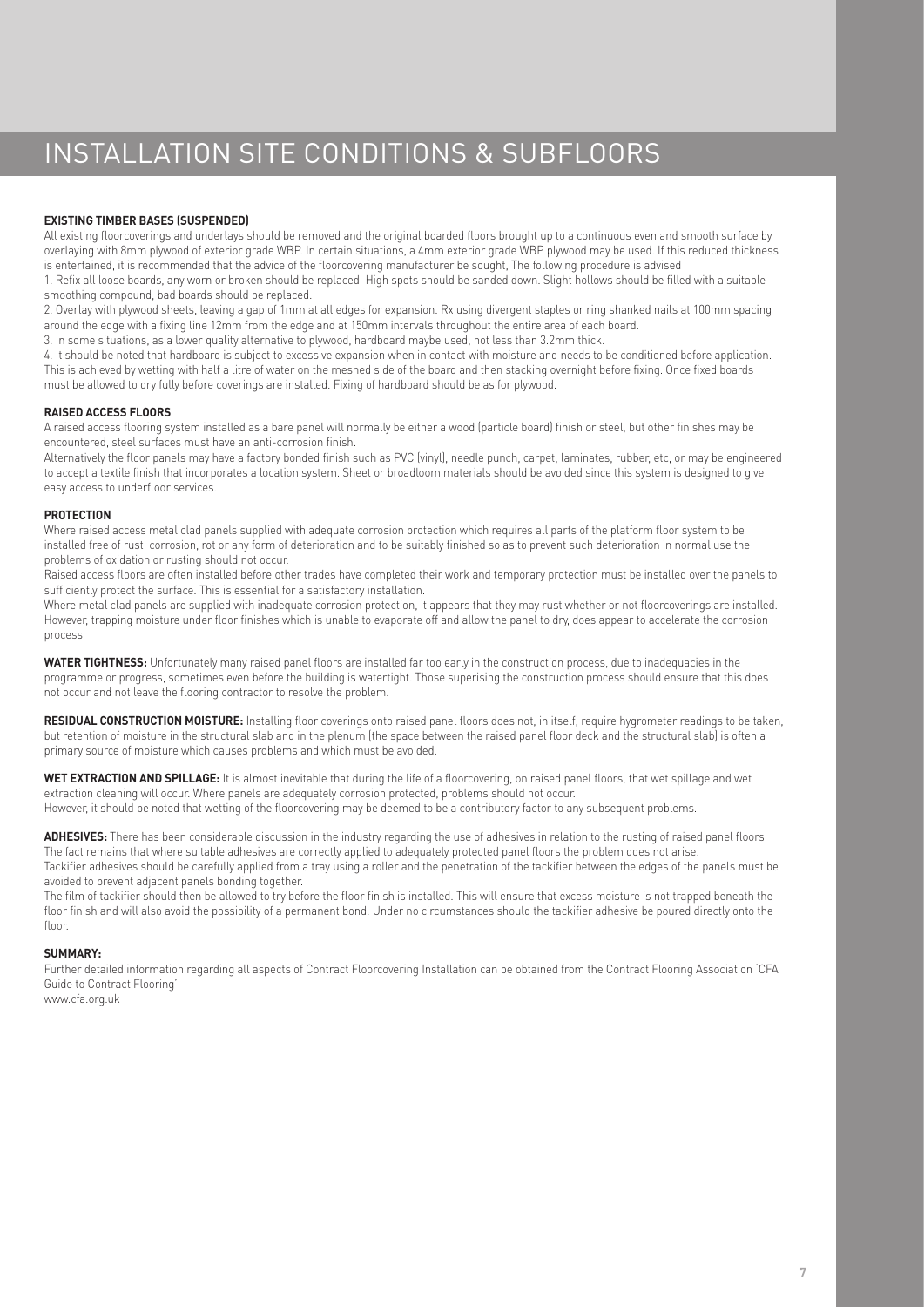# INSTALLATION SITE CONDITIONS & SUBFLOORS

**EXISTING TIMBER BASES (SUSPENDED)**

All existing floorcoverings and underlays should be removed and the original boarded floors brought up to a continuous even and smooth surface by overlaying with 8mm plywood of exterior grade WBP. In certain situations, a 4mm exterior grade WBP plywood may be used. If this reduced thickness is entertained, it is recommended that the advice of the floorcovering manufacturer be sought, The following procedure is advised

1. Refix all loose boards, any worn or broken should be replaced. High spots should be sanded down. Slight hollows should be filled with a suitable smoothing compound, bad boards should be replaced.
2. Overlay with plywood sheets, leaving a gap of 1mm at all edges for expansion. Rx using divergent staples or ring shanked nails at 100mm spacing around the edge with a fixing line 12mm from the edge and at 150mm intervals throughout the entire area of each board.
3. In some situations, as a lower quality alternative to plywood, hardboard maybe used, not less than 3.2mm thick.
4. It should be noted that hardboard is subject to excessive expansion when in contact with moisture and needs to be conditioned before application. This is achieved by wetting with half a litre of water on the meshed side of the board and then stacking overnight before fixing. Once fixed boards must be allowed to dry fully before coverings are installed. Fixing of hardboard should be as for plywood.

**RAISED ACCESS FLOORS**

A raised access flooring system installed as a bare panel will normally be either a wood (particle board) finish or steel, but other finishes may be encountered, steel surfaces must have an anti-corrosion finish.

Alternatively the floor panels may have a factory bonded finish such as PVC (vinyl), needle punch, carpet, laminates, rubber, etc, or may be engineered to accept a textile finish that incorporates a location system. Sheet or broadloom materials should be avoided since this system is designed to give easy access to underfloor services.

**PROTECTION**

Where raised access metal clad panels supplied with adequate corrosion protection which requires all parts of the platform floor system to be installed free of rust, corrosion, rot or any form of deterioration and to be suitably finished so as to prevent such deterioration in normal use the problems of oxidation or rusting should not occur.

Raised access floors are often installed before other trades have completed their work and temporary protection must be installed over the panels to sufficiently protect the surface. This is essential for a satisfactory installation.

Where metal clad panels are supplied with inadequate corrosion protection, it appears that they may rust whether or not floorcoverings are installed. However, trapping moisture under floor finishes which is unable to evaporate off and allow the panel to dry, does appear to accelerate the corrosion process.

**WATER TIGHTNESS:** Unfortunately many raised panel floors are installed far too early in the construction process, due to inadequacies in the programme or progress, sometimes even before the building is watertight. Those superising the construction process should ensure that this does not occur and not leave the flooring contractor to resolve the problem.

**RESIDUAL CONSTRUCTION MOISTURE:** Installing floor coverings onto raised panel floors does not, in itself, require hygrometer readings to be taken, but retention of moisture in the structural slab and in the plenum (the space between the raised panel floor deck and the structural slab) is often a primary source of moisture which causes problems and which must be avoided.

**WET EXTRACTION AND SPILLAGE:** It is almost inevitable that during the life of a floorcovering, on raised panel floors, that wet spillage and wet extraction cleaning will occur. Where panels are adequately corrosion protected, problems should not occur.

However, it should be noted that wetting of the floorcovering may be deemed to be a contributory factor to any subsequent problems.

**ADHESIVES:** There has been considerable discussion in the industry regarding the use of adhesives in relation to the rusting of raised panel floors. The fact remains that where suitable adhesives are correctly applied to adequately protected panel floors the problem does not arise.

Tackifier adhesives should be carefully applied from a tray using a roller and the penetration of the tackifier between the edges of the panels must be avoided to prevent adjacent panels bonding together.

The film of tackifier should then be allowed to try before the floor finish is installed. This will ensure that excess moisture is not trapped beneath the floor finish and will also avoid the possibility of a permanent bond. Under no circumstances should the tackifier adhesive be poured directly onto the floor.

**SUMMARY:**

Further detailed information regarding all aspects of Contract Floorcovering Installation can be obtained from the Contract Flooring Association 'CFA Guide to Contract Flooring'
www.cfa.org.uk